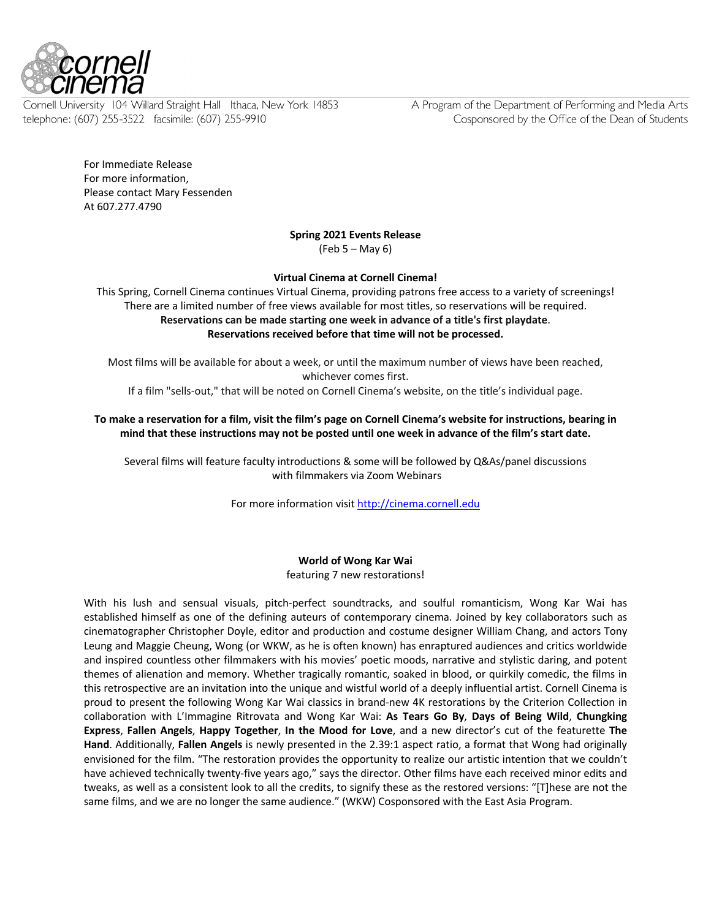cornell cinema

Cornell University 104 Willard Straight Hall Ithaca, New York 14853
telephone: (607) 255-3522 facsimile: (607) 255-9910

A Program of the Department of Performing and Media Arts
Cosponsored by the Office of the Dean of Students

For Immediate Release
For more information,
Please contact Mary Fessenden
At 607.277.4790

**Spring 2021 Events Release**
(Feb 5 – May 6)

**Virtual Cinema at Cornell Cinema!**

This Spring, Cornell Cinema continues Virtual Cinema, providing patrons free access to a variety of screenings! There are a limited number of free views available for most titles, so reservations will be required. **Reservations can be made starting one week in advance of a title's first playdate**. **Reservations received before that time will not be processed.**

Most films will be available for about a week, or until the maximum number of views have been reached, whichever comes first.
If a film "sells-out," that will be noted on Cornell Cinema's website, on the title's individual page.

**To make a reservation for a film, visit the film's page on Cornell Cinema's website for instructions, bearing in mind that these instructions may not be posted until one week in advance of the film's start date.**

Several films will feature faculty introductions & some will be followed by Q&As/panel discussions with filmmakers via Zoom Webinars

For more information visit http://cinema.cornell.edu

**World of Wong Kar Wai**
featuring 7 new restorations!

With his lush and sensual visuals, pitch-perfect soundtracks, and soulful romanticism, Wong Kar Wai has established himself as one of the defining auteurs of contemporary cinema. Joined by key collaborators such as cinematographer Christopher Doyle, editor and production and costume designer William Chang, and actors Tony Leung and Maggie Cheung, Wong (or WKW, as he is often known) has enraptured audiences and critics worldwide and inspired countless other filmmakers with his movies' poetic moods, narrative and stylistic daring, and potent themes of alienation and memory. Whether tragically romantic, soaked in blood, or quirkily comedic, the films in this retrospective are an invitation into the unique and wistful world of a deeply influential artist. Cornell Cinema is proud to present the following Wong Kar Wai classics in brand-new 4K restorations by the Criterion Collection in collaboration with L'Immagine Ritrovata and Wong Kar Wai: **As Tears Go By**, **Days of Being Wild**, **Chungking Express**, **Fallen Angels**, **Happy Together**, **In the Mood for Love**, and a new director's cut of the featurette **The Hand**. Additionally, **Fallen Angels** is newly presented in the 2.39:1 aspect ratio, a format that Wong had originally envisioned for the film. "The restoration provides the opportunity to realize our artistic intention that we couldn't have achieved technically twenty-five years ago," says the director. Other films have each received minor edits and tweaks, as well as a consistent look to all the credits, to signify these as the restored versions: "[T]hese are not the same films, and we are no longer the same audience." (WKW) Cosponsored with the East Asia Program.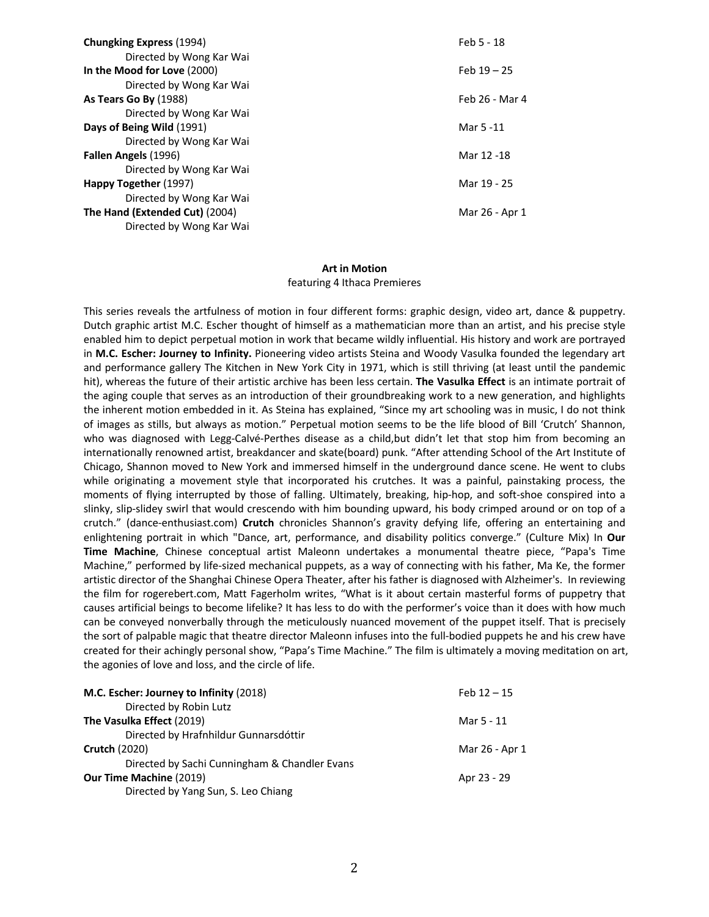| Film | Dates |
| --- | --- |
| **Chungking Express** (1994)<br>Directed by Wong Kar Wai | Feb 5 - 18 |
| **In the Mood for Love** (2000)<br>Directed by Wong Kar Wai | Feb 19 – 25 |
| **As Tears Go By** (1988)<br>Directed by Wong Kar Wai | Feb 26 - Mar 4 |
| **Days of Being Wild** (1991)<br>Directed by Wong Kar Wai | Mar 5 -11 |
| **Fallen Angels** (1996)<br>Directed by Wong Kar Wai | Mar 12 -18 |
| **Happy Together** (1997)<br>Directed by Wong Kar Wai | Mar 19 - 25 |
| **The Hand (Extended Cut)** (2004)<br>Directed by Wong Kar Wai | Mar 26 - Apr 1 |

## Art in Motion

featuring 4 Ithaca Premieres

This series reveals the artfulness of motion in four different forms: graphic design, video art, dance & puppetry. Dutch graphic artist M.C. Escher thought of himself as a mathematician more than an artist, and his precise style enabled him to depict perpetual motion in work that became wildly influential. His history and work are portrayed in **M.C. Escher: Journey to Infinity.** Pioneering video artists Steina and Woody Vasulka founded the legendary art and performance gallery The Kitchen in New York City in 1971, which is still thriving (at least until the pandemic hit), whereas the future of their artistic archive has been less certain. **The Vasulka Effect** is an intimate portrait of the aging couple that serves as an introduction of their groundbreaking work to a new generation, and highlights the inherent motion embedded in it. As Steina has explained, "Since my art schooling was in music, I do not think of images as stills, but always as motion." Perpetual motion seems to be the life blood of Bill 'Crutch' Shannon, who was diagnosed with Legg-Calvé-Perthes disease as a child,but didn't let that stop him from becoming an internationally renowned artist, breakdancer and skate(board) punk. "After attending School of the Art Institute of Chicago, Shannon moved to New York and immersed himself in the underground dance scene. He went to clubs while originating a movement style that incorporated his crutches. It was a painful, painstaking process, the moments of flying interrupted by those of falling. Ultimately, breaking, hip-hop, and soft-shoe conspired into a slinky, slip-slidey swirl that would crescendo with him bounding upward, his body crimped around or on top of a crutch." (dance-enthusiast.com) **Crutch** chronicles Shannon's gravity defying life, offering an entertaining and enlightening portrait in which "Dance, art, performance, and disability politics converge." (Culture Mix) In **Our Time Machine**, Chinese conceptual artist Maleonn undertakes a monumental theatre piece, "Papa's Time Machine," performed by life-sized mechanical puppets, as a way of connecting with his father, Ma Ke, the former artistic director of the Shanghai Chinese Opera Theater, after his father is diagnosed with Alzheimer's. In reviewing the film for rogerebert.com, Matt Fagerholm writes, "What is it about certain masterful forms of puppetry that causes artificial beings to become lifelike? It has less to do with the performer's voice than it does with how much can be conveyed nonverbally through the meticulously nuanced movement of the puppet itself. That is precisely the sort of palpable magic that theatre director Maleonn infuses into the full-bodied puppets he and his crew have created for their achingly personal show, "Papa's Time Machine." The film is ultimately a moving meditation on art, the agonies of love and loss, and the circle of life.

| Film | Dates |
| --- | --- |
| **M.C. Escher: Journey to Infinity** (2018)<br>Directed by Robin Lutz | Feb 12 – 15 |
| **The Vasulka Effect** (2019)<br>Directed by Hrafnhildur Gunnarsdóttir | Mar 5 - 11 |
| **Crutch** (2020)<br>Directed by Sachi Cunningham & Chandler Evans | Mar 26 - Apr 1 |
| **Our Time Machine** (2019)<br>Directed by Yang Sun, S. Leo Chiang | Apr 23 - 29 |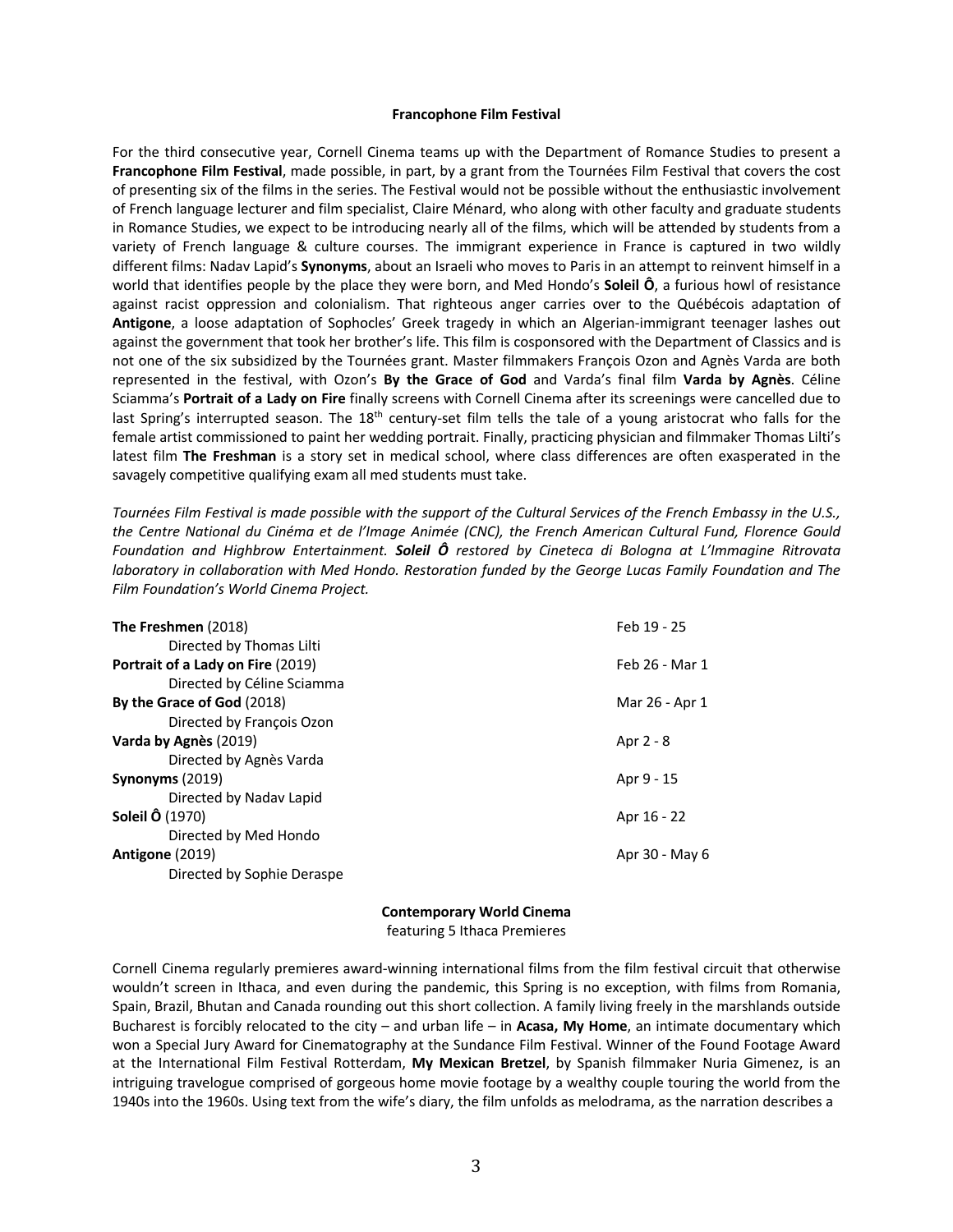## Francophone Film Festival

For the third consecutive year, Cornell Cinema teams up with the Department of Romance Studies to present a **Francophone Film Festival**, made possible, in part, by a grant from the Tournées Film Festival that covers the cost of presenting six of the films in the series. The Festival would not be possible without the enthusiastic involvement of French language lecturer and film specialist, Claire Ménard, who along with other faculty and graduate students in Romance Studies, we expect to be introducing nearly all of the films, which will be attended by students from a variety of French language & culture courses. The immigrant experience in France is captured in two wildly different films: Nadav Lapid's **Synonyms**, about an Israeli who moves to Paris in an attempt to reinvent himself in a world that identifies people by the place they were born, and Med Hondo's **Soleil Ô**, a furious howl of resistance against racist oppression and colonialism. That righteous anger carries over to the Québécois adaptation of **Antigone**, a loose adaptation of Sophocles' Greek tragedy in which an Algerian-immigrant teenager lashes out against the government that took her brother's life. This film is cosponsored with the Department of Classics and is not one of the six subsidized by the Tournées grant. Master filmmakers François Ozon and Agnès Varda are both represented in the festival, with Ozon's **By the Grace of God** and Varda's final film **Varda by Agnès**. Céline Sciamma's **Portrait of a Lady on Fire** finally screens with Cornell Cinema after its screenings were cancelled due to last Spring's interrupted season. The 18th century-set film tells the tale of a young aristocrat who falls for the female artist commissioned to paint her wedding portrait. Finally, practicing physician and filmmaker Thomas Lilti's latest film **The Freshman** is a story set in medical school, where class differences are often exasperated in the savagely competitive qualifying exam all med students must take.

*Tournées Film Festival is made possible with the support of the Cultural Services of the French Embassy in the U.S., the Centre National du Cinéma et de l'Image Animée (CNC), the French American Cultural Fund, Florence Gould Foundation and Highbrow Entertainment.* ***Soleil Ô*** *restored by Cineteca di Bologna at L'Immagine Ritrovata laboratory in collaboration with Med Hondo. Restoration funded by the George Lucas Family Foundation and The Film Foundation's World Cinema Project.*

| Film | Dates |
|---|---|
| **The Freshmen** (2018)<br>Directed by Thomas Lilti | Feb 19 - 25 |
| **Portrait of a Lady on Fire** (2019)<br>Directed by Céline Sciamma | Feb 26 - Mar 1 |
| **By the Grace of God** (2018)<br>Directed by François Ozon | Mar 26 - Apr 1 |
| **Varda by Agnès** (2019)<br>Directed by Agnès Varda | Apr 2 - 8 |
| **Synonyms** (2019)<br>Directed by Nadav Lapid | Apr 9 - 15 |
| **Soleil Ô** (1970)<br>Directed by Med Hondo | Apr 16 - 22 |
| **Antigone** (2019)<br>Directed by Sophie Deraspe | Apr 30 - May 6 |

## Contemporary World Cinema

featuring 5 Ithaca Premieres

Cornell Cinema regularly premieres award-winning international films from the film festival circuit that otherwise wouldn't screen in Ithaca, and even during the pandemic, this Spring is no exception, with films from Romania, Spain, Brazil, Bhutan and Canada rounding out this short collection. A family living freely in the marshlands outside Bucharest is forcibly relocated to the city – and urban life – in **Acasa, My Home**, an intimate documentary which won a Special Jury Award for Cinematography at the Sundance Film Festival. Winner of the Found Footage Award at the International Film Festival Rotterdam, **My Mexican Bretzel**, by Spanish filmmaker Nuria Gimenez, is an intriguing travelogue comprised of gorgeous home movie footage by a wealthy couple touring the world from the 1940s into the 1960s. Using text from the wife's diary, the film unfolds as melodrama, as the narration describes a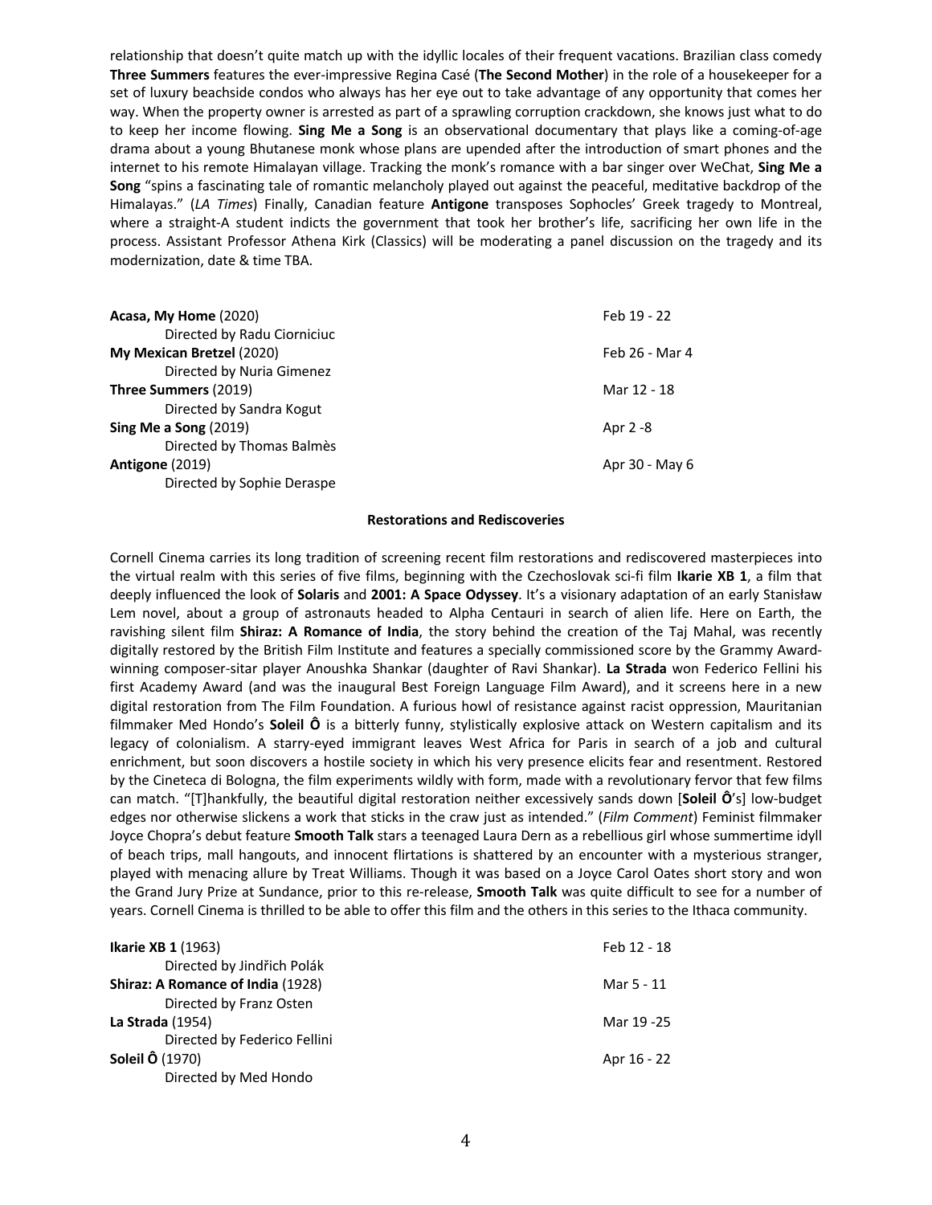relationship that doesn't quite match up with the idyllic locales of their frequent vacations. Brazilian class comedy **Three Summers** features the ever-impressive Regina Casé (**The Second Mother**) in the role of a housekeeper for a set of luxury beachside condos who always has her eye out to take advantage of any opportunity that comes her way. When the property owner is arrested as part of a sprawling corruption crackdown, she knows just what to do to keep her income flowing. **Sing Me a Song** is an observational documentary that plays like a coming-of-age drama about a young Bhutanese monk whose plans are upended after the introduction of smart phones and the internet to his remote Himalayan village. Tracking the monk's romance with a bar singer over WeChat, **Sing Me a Song** "spins a fascinating tale of romantic melancholy played out against the peaceful, meditative backdrop of the Himalayas." (*LA Times*) Finally, Canadian feature **Antigone** transposes Sophocles' Greek tragedy to Montreal, where a straight-A student indicts the government that took her brother's life, sacrificing her own life in the process. Assistant Professor Athena Kirk (Classics) will be moderating a panel discussion on the tragedy and its modernization, date & time TBA.

| | |
|---|---|
| **Acasa, My Home** (2020)<br>Directed by Radu Ciorniciuc | Feb 19 - 22 |
| **My Mexican Bretzel** (2020)<br>Directed by Nuria Gimenez | Feb 26 - Mar 4 |
| **Three Summers** (2019)<br>Directed by Sandra Kogut | Mar 12 - 18 |
| **Sing Me a Song** (2019)<br>Directed by Thomas Balmès | Apr 2 -8 |
| **Antigone** (2019)<br>Directed by Sophie Deraspe | Apr 30 - May 6 |

## Restorations and Rediscoveries

Cornell Cinema carries its long tradition of screening recent film restorations and rediscovered masterpieces into the virtual realm with this series of five films, beginning with the Czechoslovak sci-fi film **Ikarie XB 1**, a film that deeply influenced the look of **Solaris** and **2001: A Space Odyssey**. It's a visionary adaptation of an early Stanisław Lem novel, about a group of astronauts headed to Alpha Centauri in search of alien life. Here on Earth, the ravishing silent film **Shiraz: A Romance of India**, the story behind the creation of the Taj Mahal, was recently digitally restored by the British Film Institute and features a specially commissioned score by the Grammy Award-winning composer-sitar player Anoushka Shankar (daughter of Ravi Shankar). **La Strada** won Federico Fellini his first Academy Award (and was the inaugural Best Foreign Language Film Award), and it screens here in a new digital restoration from The Film Foundation. A furious howl of resistance against racist oppression, Mauritanian filmmaker Med Hondo's **Soleil Ô** is a bitterly funny, stylistically explosive attack on Western capitalism and its legacy of colonialism. A starry-eyed immigrant leaves West Africa for Paris in search of a job and cultural enrichment, but soon discovers a hostile society in which his very presence elicits fear and resentment. Restored by the Cineteca di Bologna, the film experiments wildly with form, made with a revolutionary fervor that few films can match. "[T]hankfully, the beautiful digital restoration neither excessively sands down [**Soleil Ô**'s] low-budget edges nor otherwise slickens a work that sticks in the craw just as intended." (*Film Comment*) Feminist filmmaker Joyce Chopra's debut feature **Smooth Talk** stars a teenaged Laura Dern as a rebellious girl whose summertime idyll of beach trips, mall hangouts, and innocent flirtations is shattered by an encounter with a mysterious stranger, played with menacing allure by Treat Williams. Though it was based on a Joyce Carol Oates short story and won the Grand Jury Prize at Sundance, prior to this re-release, **Smooth Talk** was quite difficult to see for a number of years. Cornell Cinema is thrilled to be able to offer this film and the others in this series to the Ithaca community.

| | |
|---|---|
| **Ikarie XB 1** (1963)<br>Directed by Jindřich Polák | Feb 12 - 18 |
| **Shiraz: A Romance of India** (1928)<br>Directed by Franz Osten | Mar 5 - 11 |
| **La Strada** (1954)<br>Directed by Federico Fellini | Mar 19 -25 |
| **Soleil Ô** (1970)<br>Directed by Med Hondo | Apr 16 - 22 |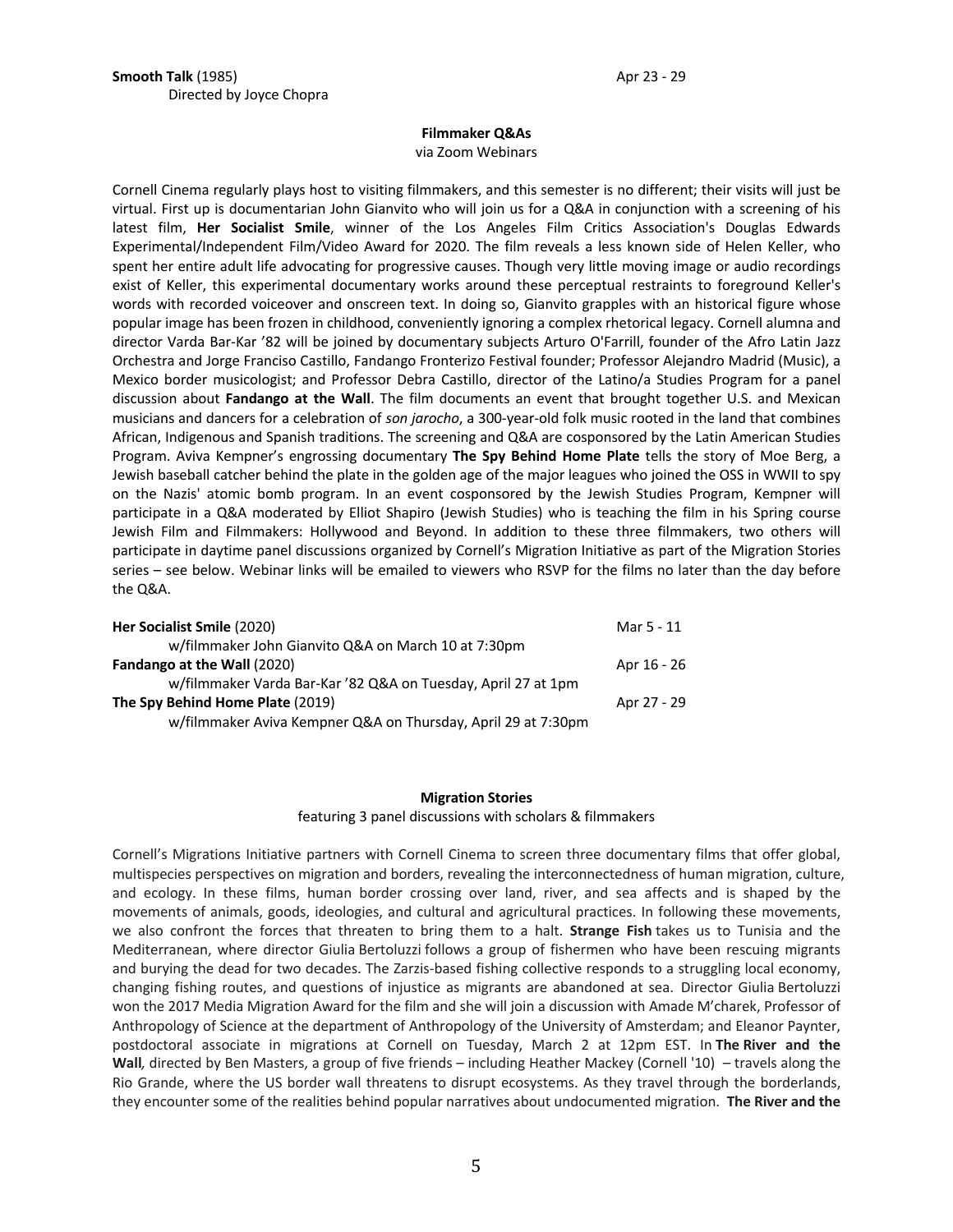**Smooth Talk** (1985) Apr 23 - 29
Directed by Joyce Chopra

### Filmmaker Q&As

via Zoom Webinars

Cornell Cinema regularly plays host to visiting filmmakers, and this semester is no different; their visits will just be virtual. First up is documentarian John Gianvito who will join us for a Q&A in conjunction with a screening of his latest film, **Her Socialist Smile**, winner of the Los Angeles Film Critics Association's Douglas Edwards Experimental/Independent Film/Video Award for 2020. The film reveals a less known side of Helen Keller, who spent her entire adult life advocating for progressive causes. Though very little moving image or audio recordings exist of Keller, this experimental documentary works around these perceptual restraints to foreground Keller's words with recorded voiceover and onscreen text. In doing so, Gianvito grapples with an historical figure whose popular image has been frozen in childhood, conveniently ignoring a complex rhetorical legacy. Cornell alumna and director Varda Bar-Kar '82 will be joined by documentary subjects Arturo O'Farrill, founder of the Afro Latin Jazz Orchestra and Jorge Francisco Castillo, Fandango Fronterizo Festival founder; Professor Alejandro Madrid (Music), a Mexico border musicologist; and Professor Debra Castillo, director of the Latino/a Studies Program for a panel discussion about **Fandango at the Wall**. The film documents an event that brought together U.S. and Mexican musicians and dancers for a celebration of *son jarocho*, a 300-year-old folk music rooted in the land that combines African, Indigenous and Spanish traditions. The screening and Q&A are cosponsored by the Latin American Studies Program. Aviva Kempner's engrossing documentary **The Spy Behind Home Plate** tells the story of Moe Berg, a Jewish baseball catcher behind the plate in the golden age of the major leagues who joined the OSS in WWII to spy on the Nazis' atomic bomb program. In an event cosponsored by the Jewish Studies Program, Kempner will participate in a Q&A moderated by Elliot Shapiro (Jewish Studies) who is teaching the film in his Spring course Jewish Film and Filmmakers: Hollywood and Beyond. In addition to these three filmmakers, two others will participate in daytime panel discussions organized by Cornell's Migration Initiative as part of the Migration Stories series – see below. Webinar links will be emailed to viewers who RSVP for the films no later than the day before the Q&A.

**Her Socialist Smile** (2020) Mar 5 - 11
w/filmmaker John Gianvito Q&A on March 10 at 7:30pm

**Fandango at the Wall** (2020) Apr 16 - 26
w/filmmaker Varda Bar-Kar '82 Q&A on Tuesday, April 27 at 1pm

**The Spy Behind Home Plate** (2019) Apr 27 - 29
w/filmmaker Aviva Kempner Q&A on Thursday, April 29 at 7:30pm

### Migration Stories

featuring 3 panel discussions with scholars & filmmakers

Cornell's Migrations Initiative partners with Cornell Cinema to screen three documentary films that offer global, multispecies perspectives on migration and borders, revealing the interconnectedness of human migration, culture, and ecology. In these films, human border crossing over land, river, and sea affects and is shaped by the movements of animals, goods, ideologies, and cultural and agricultural practices. In following these movements, we also confront the forces that threaten to bring them to a halt. **Strange Fish** takes us to Tunisia and the Mediterranean, where director Giulia Bertoluzzi follows a group of fishermen who have been rescuing migrants and burying the dead for two decades. The Zarzis-based fishing collective responds to a struggling local economy, changing fishing routes, and questions of injustice as migrants are abandoned at sea. Director Giulia Bertoluzzi won the 2017 Media Migration Award for the film and she will join a discussion with Amade M'charek, Professor of Anthropology of Science at the department of Anthropology of the University of Amsterdam; and Eleanor Paynter, postdoctoral associate in migrations at Cornell on Tuesday, March 2 at 12pm EST. In **The River and the Wall**, directed by Ben Masters, a group of five friends – including Heather Mackey (Cornell '10) – travels along the Rio Grande, where the US border wall threatens to disrupt ecosystems. As they travel through the borderlands, they encounter some of the realities behind popular narratives about undocumented migration. **The River and the**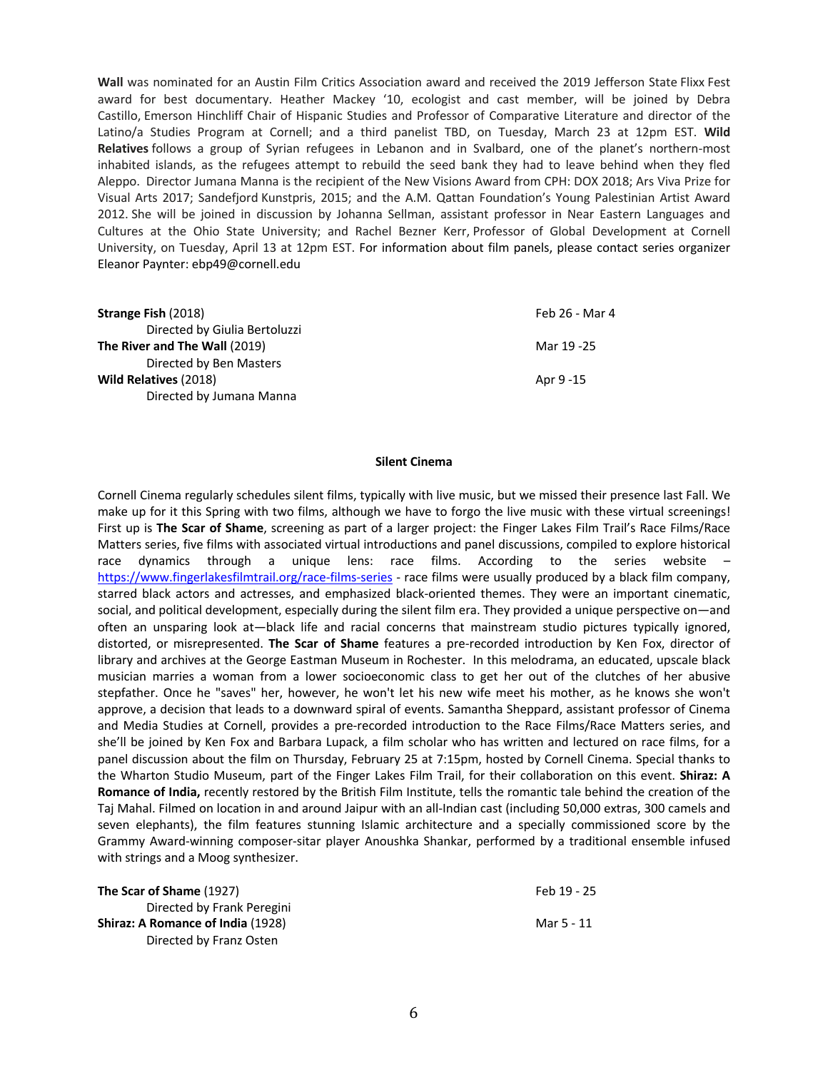**Wall** was nominated for an Austin Film Critics Association award and received the 2019 Jefferson State Flixx Fest award for best documentary. Heather Mackey '10, ecologist and cast member, will be joined by Debra Castillo, Emerson Hinchliff Chair of Hispanic Studies and Professor of Comparative Literature and director of the Latino/a Studies Program at Cornell; and a third panelist TBD, on Tuesday, March 23 at 12pm EST. **Wild Relatives** follows a group of Syrian refugees in Lebanon and in Svalbard, one of the planet's northern-most inhabited islands, as the refugees attempt to rebuild the seed bank they had to leave behind when they fled Aleppo. Director Jumana Manna is the recipient of the New Visions Award from CPH: DOX 2018; Ars Viva Prize for Visual Arts 2017; Sandefjord Kunstpris, 2015; and the A.M. Qattan Foundation's Young Palestinian Artist Award 2012. She will be joined in discussion by Johanna Sellman, assistant professor in Near Eastern Languages and Cultures at the Ohio State University; and Rachel Bezner Kerr, Professor of Global Development at Cornell University, on Tuesday, April 13 at 12pm EST. For information about film panels, please contact series organizer Eleanor Paynter: ebp49@cornell.edu

| | |
|---|---|
| **Strange Fish** (2018)<br>Directed by Giulia Bertoluzzi | Feb 26 - Mar 4 |
| **The River and The Wall** (2019)<br>Directed by Ben Masters | Mar 19 -25 |
| **Wild Relatives** (2018)<br>Directed by Jumana Manna | Apr 9 -15 |

## Silent Cinema

Cornell Cinema regularly schedules silent films, typically with live music, but we missed their presence last Fall. We make up for it this Spring with two films, although we have to forgo the live music with these virtual screenings! First up is **The Scar of Shame**, screening as part of a larger project: the Finger Lakes Film Trail's Race Films/Race Matters series, five films with associated virtual introductions and panel discussions, compiled to explore historical race dynamics through a unique lens: race films. According to the series website – https://www.fingerlakesfilmtrail.org/race-films-series - race films were usually produced by a black film company, starred black actors and actresses, and emphasized black-oriented themes. They were an important cinematic, social, and political development, especially during the silent film era. They provided a unique perspective on—and often an unsparing look at—black life and racial concerns that mainstream studio pictures typically ignored, distorted, or misrepresented. **The Scar of Shame** features a pre-recorded introduction by Ken Fox, director of library and archives at the George Eastman Museum in Rochester. In this melodrama, an educated, upscale black musician marries a woman from a lower socioeconomic class to get her out of the clutches of her abusive stepfather. Once he "saves" her, however, he won't let his new wife meet his mother, as he knows she won't approve, a decision that leads to a downward spiral of events. Samantha Sheppard, assistant professor of Cinema and Media Studies at Cornell, provides a pre-recorded introduction to the Race Films/Race Matters series, and she'll be joined by Ken Fox and Barbara Lupack, a film scholar who has written and lectured on race films, for a panel discussion about the film on Thursday, February 25 at 7:15pm, hosted by Cornell Cinema. Special thanks to the Wharton Studio Museum, part of the Finger Lakes Film Trail, for their collaboration on this event. **Shiraz: A Romance of India,** recently restored by the British Film Institute, tells the romantic tale behind the creation of the Taj Mahal. Filmed on location in and around Jaipur with an all-Indian cast (including 50,000 extras, 300 camels and seven elephants), the film features stunning Islamic architecture and a specially commissioned score by the Grammy Award-winning composer-sitar player Anoushka Shankar, performed by a traditional ensemble infused with strings and a Moog synthesizer.

| | |
|---|---|
| **The Scar of Shame** (1927)<br>Directed by Frank Peregini | Feb 19 - 25 |
| **Shiraz: A Romance of India** (1928)<br>Directed by Franz Osten | Mar 5 - 11 |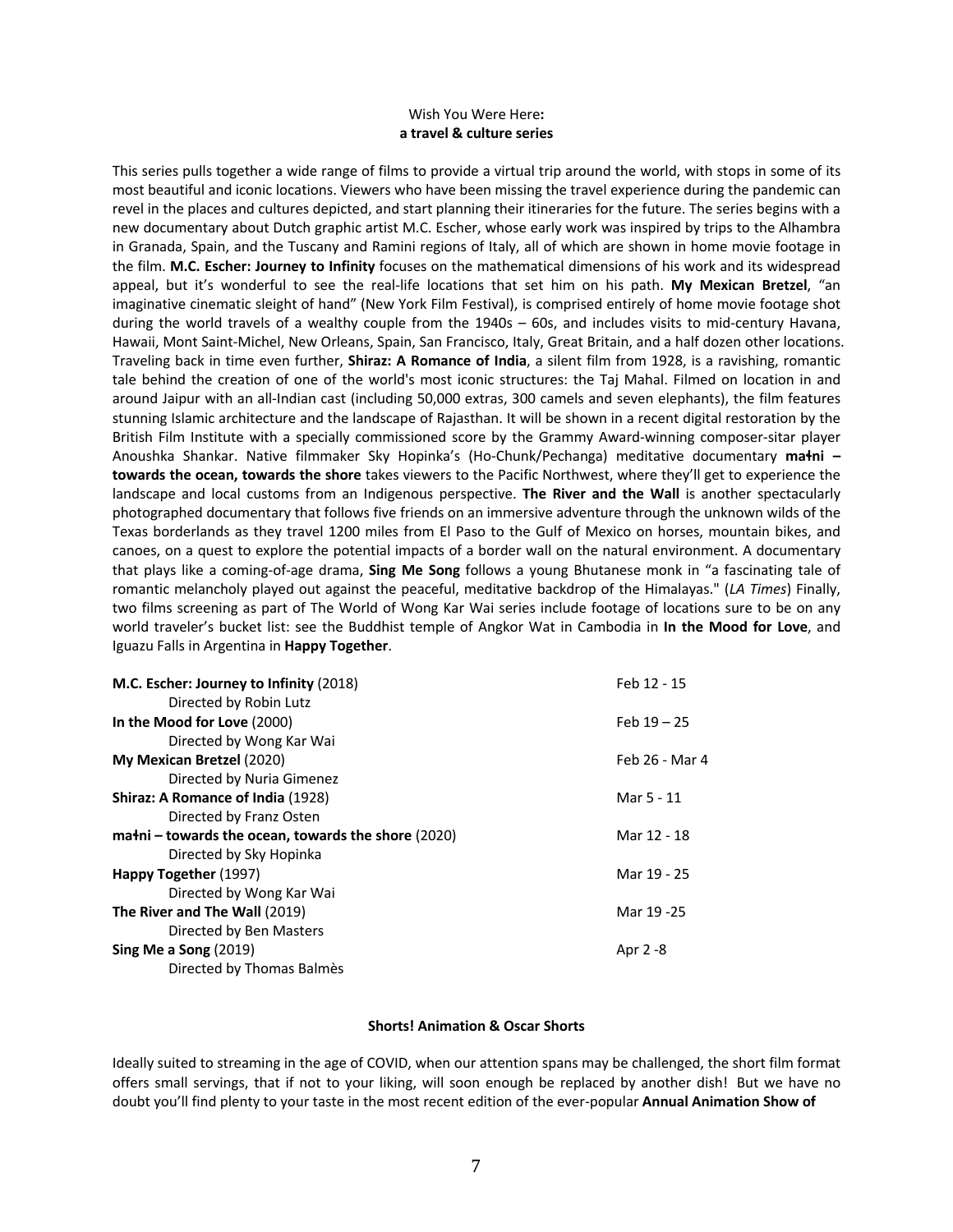## Wish You Were Here: **a travel & culture series**

This series pulls together a wide range of films to provide a virtual trip around the world, with stops in some of its most beautiful and iconic locations. Viewers who have been missing the travel experience during the pandemic can revel in the places and cultures depicted, and start planning their itineraries for the future. The series begins with a new documentary about Dutch graphic artist M.C. Escher, whose early work was inspired by trips to the Alhambra in Granada, Spain, and the Tuscany and Ramini regions of Italy, all of which are shown in home movie footage in the film. **M.C. Escher: Journey to Infinity** focuses on the mathematical dimensions of his work and its widespread appeal, but it's wonderful to see the real-life locations that set him on his path. **My Mexican Bretzel**, "an imaginative cinematic sleight of hand" (New York Film Festival), is comprised entirely of home movie footage shot during the world travels of a wealthy couple from the 1940s – 60s, and includes visits to mid-century Havana, Hawaii, Mont Saint-Michel, New Orleans, Spain, San Francisco, Italy, Great Britain, and a half dozen other locations. Traveling back in time even further, **Shiraz: A Romance of India**, a silent film from 1928, is a ravishing, romantic tale behind the creation of one of the world's most iconic structures: the Taj Mahal. Filmed on location in and around Jaipur with an all-Indian cast (including 50,000 extras, 300 camels and seven elephants), the film features stunning Islamic architecture and the landscape of Rajasthan. It will be shown in a recent digital restoration by the British Film Institute with a specially commissioned score by the Grammy Award-winning composer-sitar player Anoushka Shankar. Native filmmaker Sky Hopinka's (Ho-Chunk/Pechanga) meditative documentary **małni – towards the ocean, towards the shore** takes viewers to the Pacific Northwest, where they'll get to experience the landscape and local customs from an Indigenous perspective. **The River and the Wall** is another spectacularly photographed documentary that follows five friends on an immersive adventure through the unknown wilds of the Texas borderlands as they travel 1200 miles from El Paso to the Gulf of Mexico on horses, mountain bikes, and canoes, on a quest to explore the potential impacts of a border wall on the natural environment. A documentary that plays like a coming-of-age drama, **Sing Me Song** follows a young Bhutanese monk in "a fascinating tale of romantic melancholy played out against the peaceful, meditative backdrop of the Himalayas." (*LA Times*) Finally, two films screening as part of The World of Wong Kar Wai series include footage of locations sure to be on any world traveler's bucket list: see the Buddhist temple of Angkor Wat in Cambodia in **In the Mood for Love**, and Iguazu Falls in Argentina in **Happy Together**.

| Film | Dates |
|---|---|
| **M.C. Escher: Journey to Infinity** (2018)<br>Directed by Robin Lutz | Feb 12 - 15 |
| **In the Mood for Love** (2000)<br>Directed by Wong Kar Wai | Feb 19 – 25 |
| **My Mexican Bretzel** (2020)<br>Directed by Nuria Gimenez | Feb 26 - Mar 4 |
| **Shiraz: A Romance of India** (1928)<br>Directed by Franz Osten | Mar 5 - 11 |
| **małni – towards the ocean, towards the shore** (2020)<br>Directed by Sky Hopinka | Mar 12 - 18 |
| **Happy Together** (1997)<br>Directed by Wong Kar Wai | Mar 19 - 25 |
| **The River and The Wall** (2019)<br>Directed by Ben Masters | Mar 19 -25 |
| **Sing Me a Song** (2019)<br>Directed by Thomas Balmès | Apr 2 -8 |

## Shorts! Animation & Oscar Shorts

Ideally suited to streaming in the age of COVID, when our attention spans may be challenged, the short film format offers small servings, that if not to your liking, will soon enough be replaced by another dish! But we have no doubt you'll find plenty to your taste in the most recent edition of the ever-popular **Annual Animation Show of**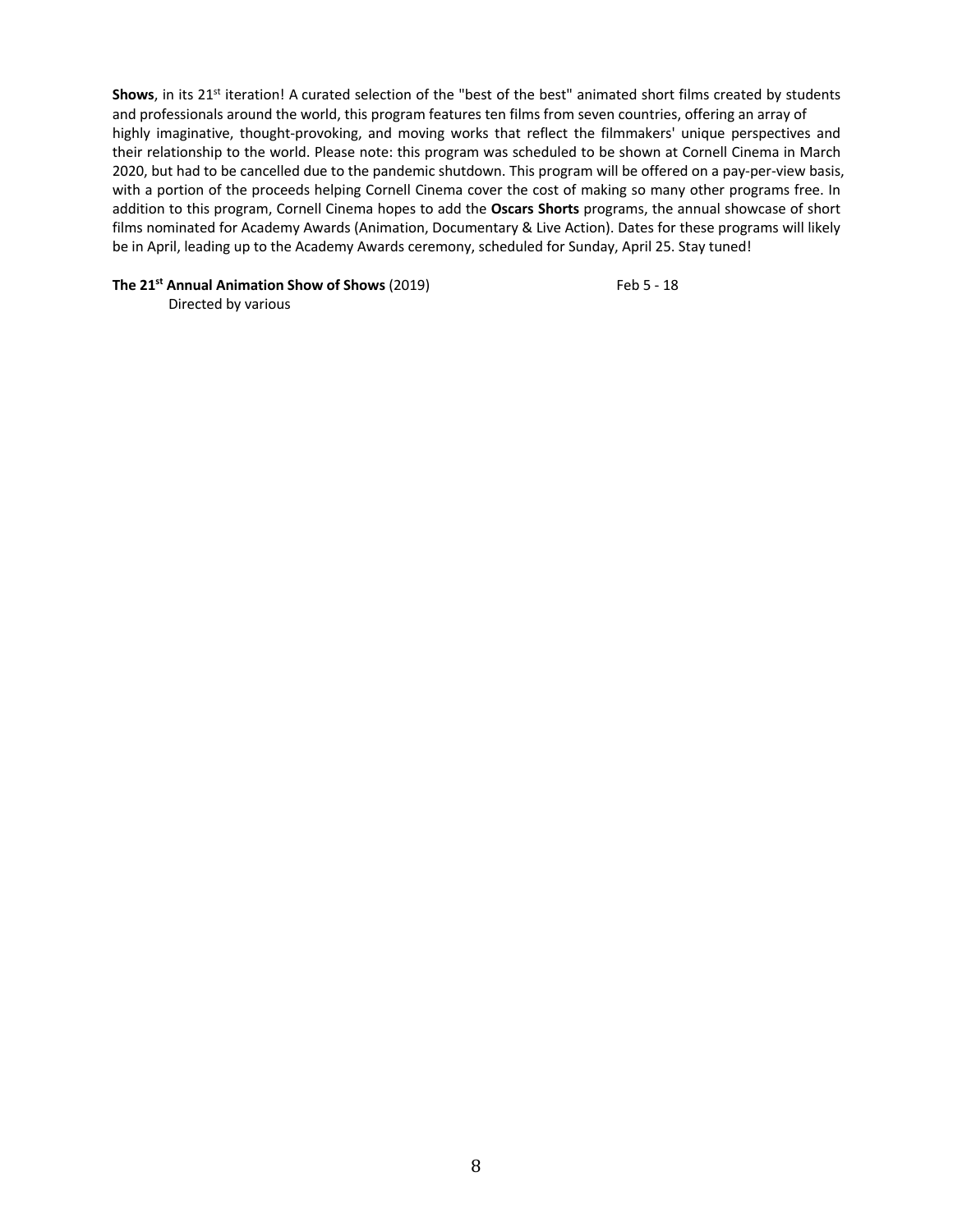**Shows**, in its 21st iteration! A curated selection of the "best of the best" animated short films created by students and professionals around the world, this program features ten films from seven countries, offering an array of highly imaginative, thought-provoking, and moving works that reflect the filmmakers' unique perspectives and their relationship to the world. Please note: this program was scheduled to be shown at Cornell Cinema in March 2020, but had to be cancelled due to the pandemic shutdown. This program will be offered on a pay-per-view basis, with a portion of the proceeds helping Cornell Cinema cover the cost of making so many other programs free. In addition to this program, Cornell Cinema hopes to add the **Oscars Shorts** programs, the annual showcase of short films nominated for Academy Awards (Animation, Documentary & Live Action). Dates for these programs will likely be in April, leading up to the Academy Awards ceremony, scheduled for Sunday, April 25. Stay tuned!

**The 21st Annual Animation Show of Shows** (2019) Feb 5 - 18
Directed by various